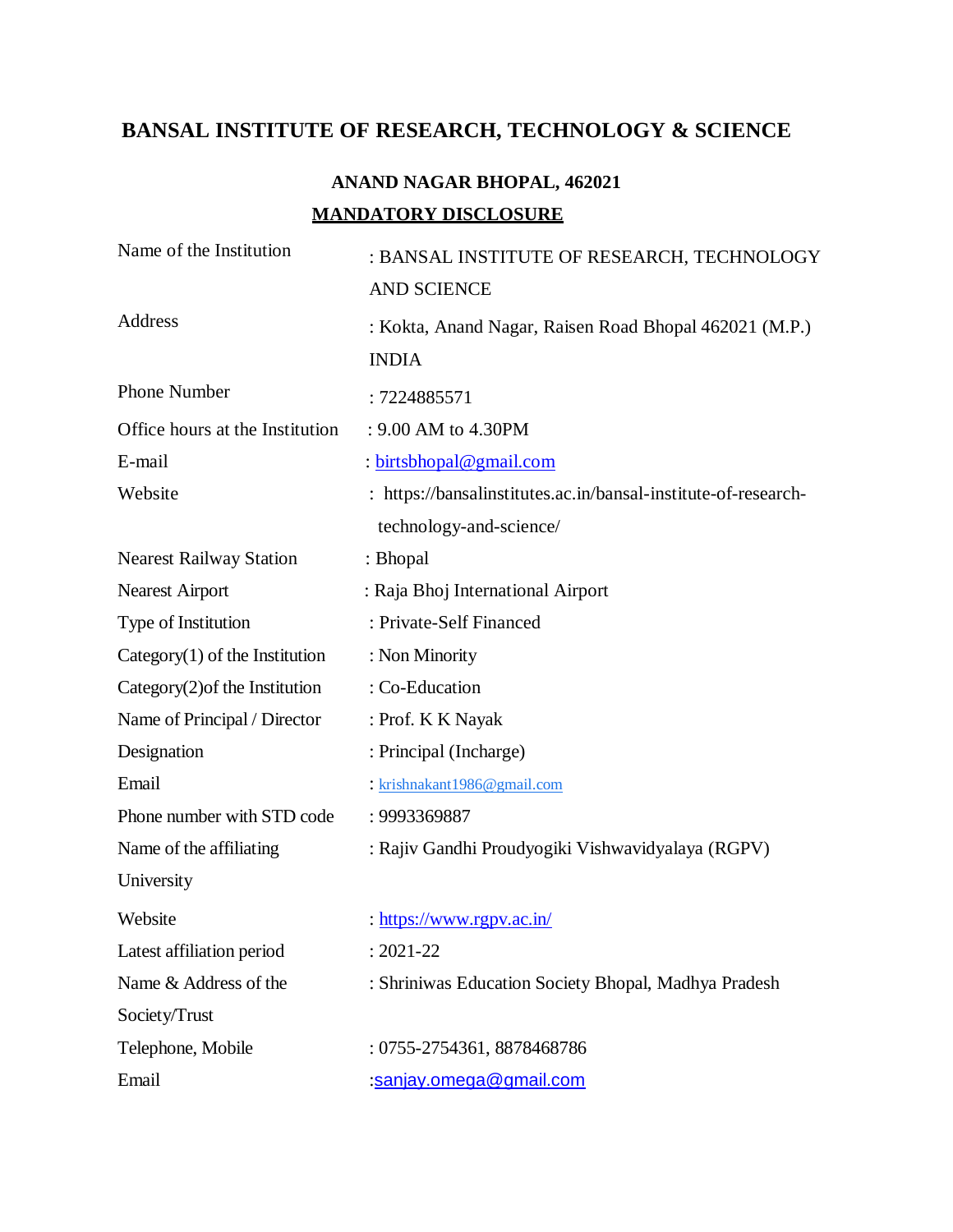# BANSAL INSTITUTE OF RESEARCH, TECHNOLOGY & SCIENCE

## ANAND NAGAR BHOPAL, 462021

## MANDATORY DISCLOSURE

| | |
|---|---|
| Name of the Institution | : BANSAL INSTITUTE OF RESEARCH, TECHNOLOGY AND SCIENCE |
| Address | : Kokta, Anand Nagar, Raisen Road Bhopal 462021 (M.P.) INDIA |
| Phone Number | : 7224885571 |
| Office hours at the Institution | : 9.00 AM to 4.30PM |
| E-mail | : birtsbhopal@gmail.com |
| Website | : https://bansalinstitutes.ac.in/bansal-institute-of-research-technology-and-science/ |
| Nearest Railway Station | : Bhopal |
| Nearest Airport | : Raja Bhoj International Airport |
| Type of Institution | : Private-Self Financed |
| Category(1) of the Institution | : Non Minority |
| Category(2)of the Institution | : Co-Education |
| Name of Principal / Director | : Prof. K K Nayak |
| Designation | : Principal (Incharge) |
| Email | : krishnakant1986@gmail.com |
| Phone number with STD code | : 9993369887 |
| Name of the affiliating University | : Rajiv Gandhi Proudyogiki Vishwavidyalaya (RGPV) |
| Website | : https://www.rgpv.ac.in/ |
| Latest affiliation period | : 2021-22 |
| Name & Address of the Society/Trust | : Shriniwas Education Society Bhopal, Madhya Pradesh |
| Telephone, Mobile | : 0755-2754361, 8878468786 |
| Email | :sanjay.omega@gmail.com |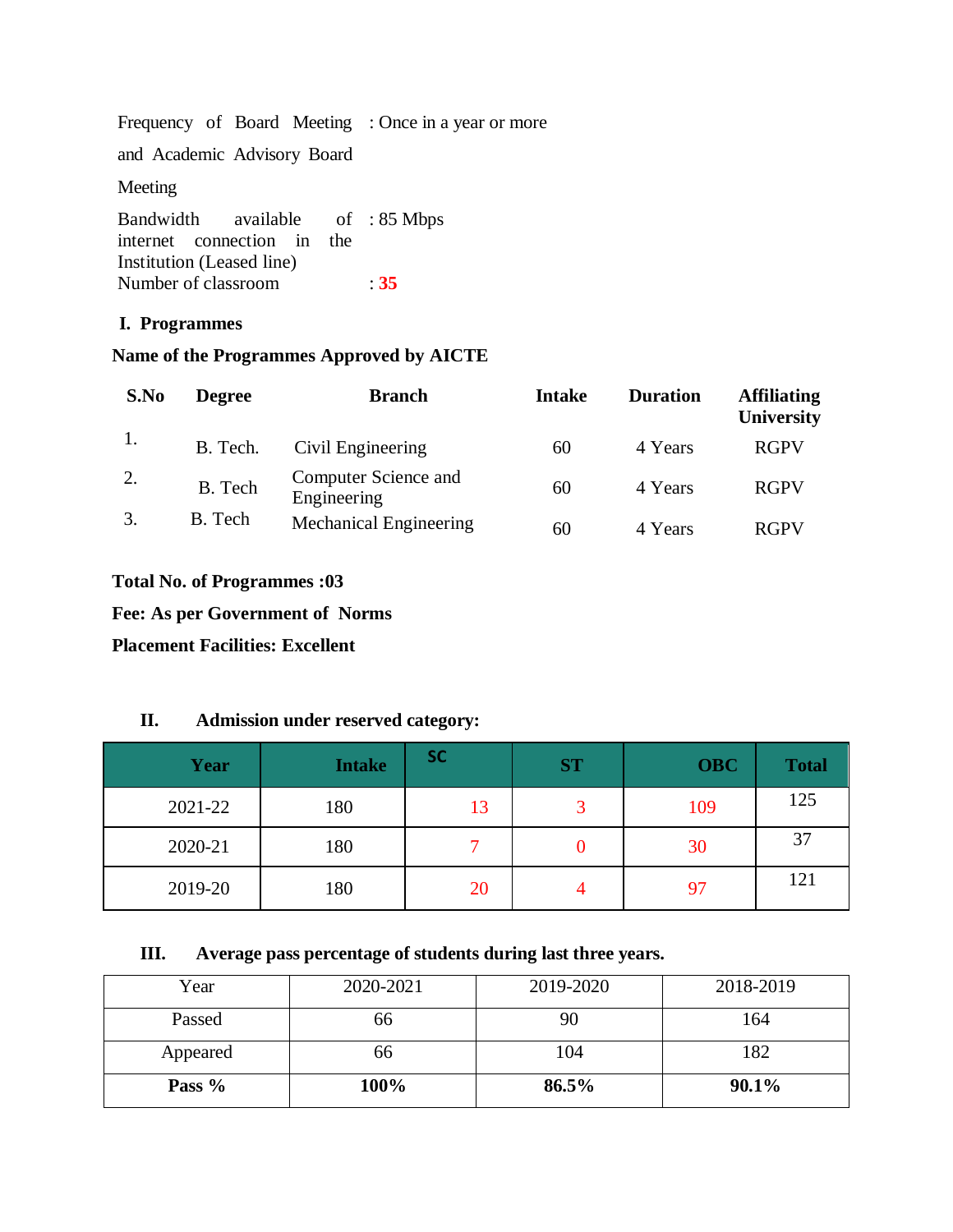Frequency of Board Meeting and Academic Advisory Board Meeting : Once in a year or more

Bandwidth available of internet connection in the Institution (Leased line) : 85 Mbps

Number of classroom : **35**

## I. Programmes

**Name of the Programmes Approved by AICTE**

| S.No | Degree | Branch | Intake | Duration | Affiliating University |
|---|---|---|---|---|---|
| 1. | B. Tech. | Civil Engineering | 60 | 4 Years | RGPV |
| 2. | B. Tech | Computer Science and Engineering | 60 | 4 Years | RGPV |
| 3. | B. Tech | Mechanical Engineering | 60 | 4 Years | RGPV |

**Total No. of Programmes :03**

**Fee: As per Government of Norms**

**Placement Facilities: Excellent**

## II. Admission under reserved category:

| Year | Intake | SC | ST | OBC | Total |
|---|---|---|---|---|---|
| 2021-22 | 180 | 13 | 3 | 109 | 125 |
| 2020-21 | 180 | 7 | 0 | 30 | 37 |
| 2019-20 | 180 | 20 | 4 | 97 | 121 |

## III. Average pass percentage of students during last three years.

| Year | 2020-2021 | 2019-2020 | 2018-2019 |
|---|---|---|---|
| Passed | 66 | 90 | 164 |
| Appeared | 66 | 104 | 182 |
| **Pass %** | **100%** | **86.5%** | **90.1%** |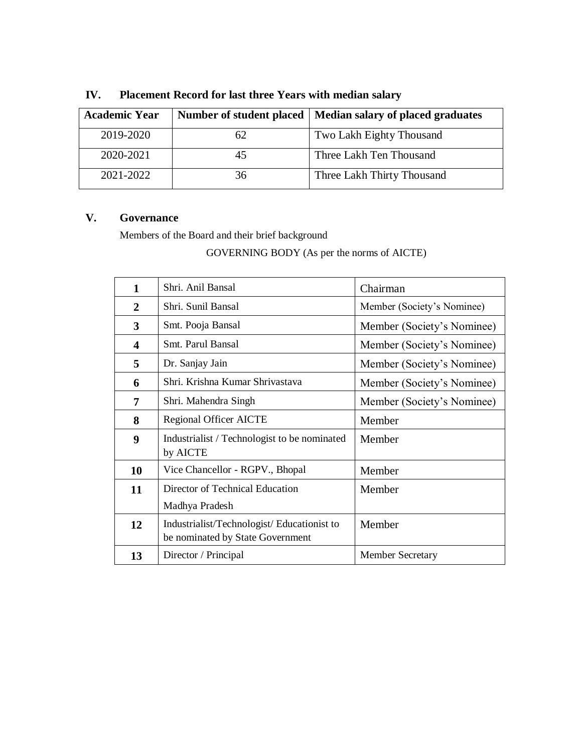## IV. Placement Record for last three Years with median salary

| Academic Year | Number of student placed | Median salary of placed graduates |
|---|---|---|
| 2019-2020 | 62 | Two Lakh Eighty Thousand |
| 2020-2021 | 45 | Three Lakh Ten Thousand |
| 2021-2022 | 36 | Three Lakh Thirty Thousand |

## V. Governance

Members of the Board and their brief background

GOVERNING BODY (As per the norms of AICTE)

| | | |
|---|---|---|
| **1** | Shri. Anil Bansal | Chairman |
| **2** | Shri. Sunil Bansal | Member (Society's Nominee) |
| **3** | Smt. Pooja Bansal | Member (Society's Nominee) |
| **4** | Smt. Parul Bansal | Member (Society's Nominee) |
| **5** | Dr. Sanjay Jain | Member (Society's Nominee) |
| **6** | Shri. Krishna Kumar Shrivastava | Member (Society's Nominee) |
| **7** | Shri. Mahendra Singh | Member (Society's Nominee) |
| **8** | Regional Officer AICTE | Member |
| **9** | Industrialist / Technologist to be nominated by AICTE | Member |
| **10** | Vice Chancellor - RGPV., Bhopal | Member |
| **11** | Director of Technical Education Madhya Pradesh | Member |
| **12** | Industrialist/Technologist/ Educationist to be nominated by State Government | Member |
| **13** | Director / Principal | Member Secretary |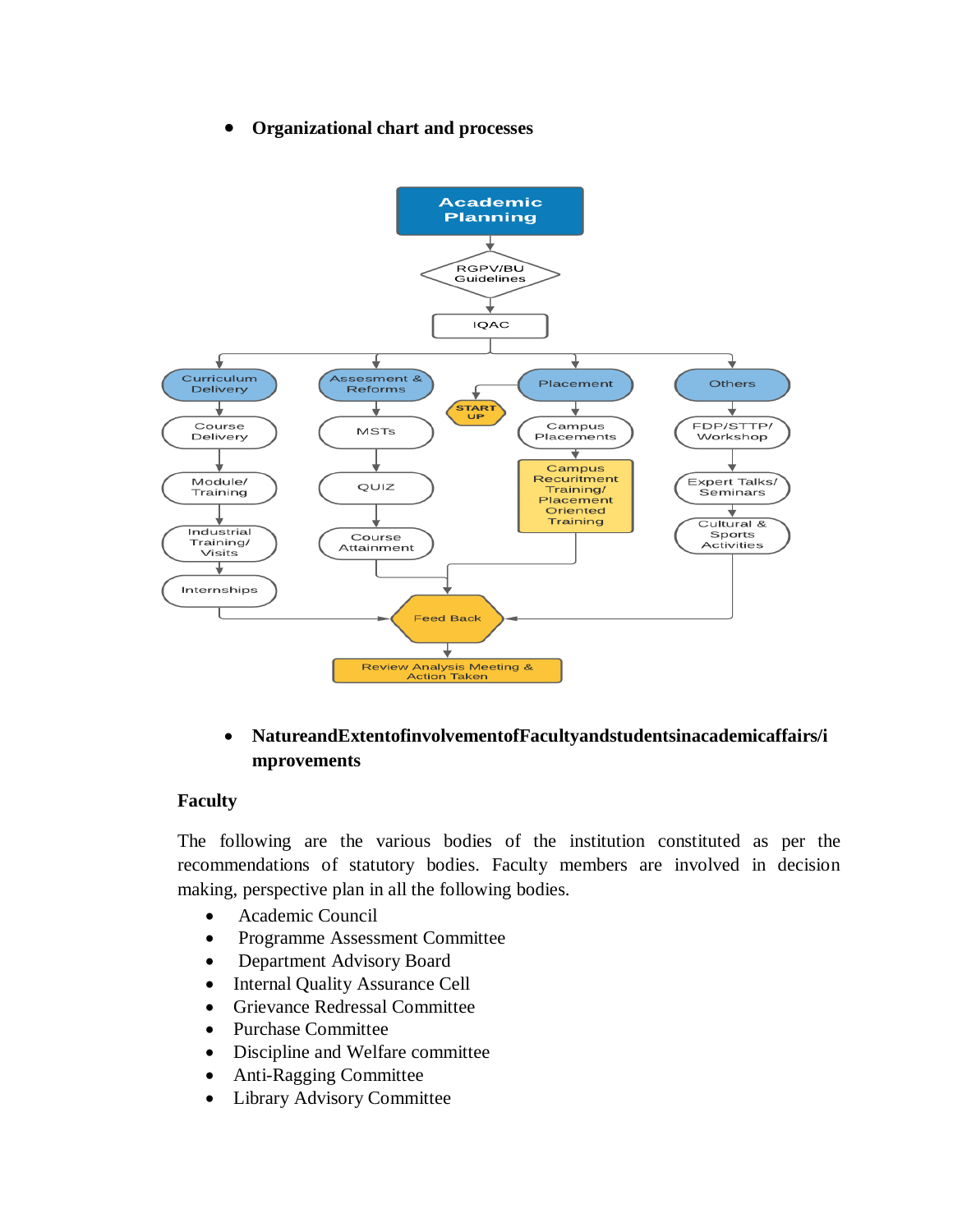- **Organizational chart and processes**

Academic Planning

RGPV/BU Guidelines

IQAC

Curriculum Delivery

Course Delivery

Module/ Training

Industrial Training/ Visits

Internships

Assesment & Reforms

MSTs

QUIZ

Course Attainment

Placement

START UP

Campus Placements

Campus Recuritment Training/ Placement Oriented Training

Others

FDP/STTP/ Workshop

Expert Talks/ Seminars

Cultural & Sports Activities

Feed Back

Review Analysis Meeting & Action Taken

- **NatureandExtentofinvolvementofFacultyandstudentsinacademicaffairs/improvements**

**Faculty**

The following are the various bodies of the institution constituted as per the recommendations of statutory bodies. Faculty members are involved in decision making, perspective plan in all the following bodies.

- Academic Council
- Programme Assessment Committee
- Department Advisory Board
- Internal Quality Assurance Cell
- Grievance Redressal Committee
- Purchase Committee
- Discipline and Welfare committee
- Anti-Ragging Committee
- Library Advisory Committee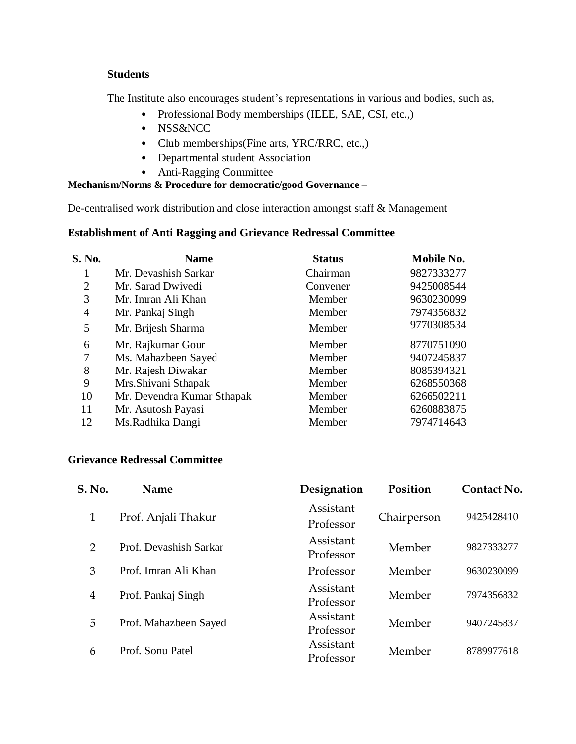**Students**

The Institute also encourages student's representations in various and bodies, such as,

- Professional Body memberships (IEEE, SAE, CSI, etc.,)
- NSS&NCC
- Club memberships(Fine arts, YRC/RRC, etc.,)
- Departmental student Association
- Anti-Ragging Committee

**Mechanism/Norms & Procedure for democratic/good Governance –**

De-centralised work distribution and close interaction amongst staff & Management

**Establishment of Anti Ragging and Grievance Redressal Committee**

| S. No. | Name | Status | Mobile No. |
|---|---|---|---|
| 1 | Mr. Devashish Sarkar | Chairman | 9827333277 |
| 2 | Mr. Sarad Dwivedi | Convener | 9425008544 |
| 3 | Mr. Imran Ali Khan | Member | 9630230099 |
| 4 | Mr. Pankaj Singh | Member | 7974356832 |
| 5 | Mr. Brijesh Sharma | Member | 9770308534 |
| 6 | Mr. Rajkumar Gour | Member | 8770751090 |
| 7 | Ms. Mahazbeen Sayed | Member | 9407245837 |
| 8 | Mr. Rajesh Diwakar | Member | 8085394321 |
| 9 | Mrs.Shivani Sthapak | Member | 6268550368 |
| 10 | Mr. Devendra Kumar Sthapak | Member | 6266502211 |
| 11 | Mr. Asutosh Payasi | Member | 6260883875 |
| 12 | Ms.Radhika Dangi | Member | 7974714643 |

**Grievance Redressal Committee**

| S. No. | Name | Designation | Position | Contact No. |
|---|---|---|---|---|
| 1 | Prof. Anjali Thakur | Assistant Professor | Chairperson | 9425428410 |
| 2 | Prof. Devashish Sarkar | Assistant Professor | Member | 9827333277 |
| 3 | Prof. Imran Ali Khan | Professor | Member | 9630230099 |
| 4 | Prof. Pankaj Singh | Assistant Professor | Member | 7974356832 |
| 5 | Prof. Mahazbeen Sayed | Assistant Professor | Member | 9407245837 |
| 6 | Prof. Sonu Patel | Assistant Professor | Member | 8789977618 |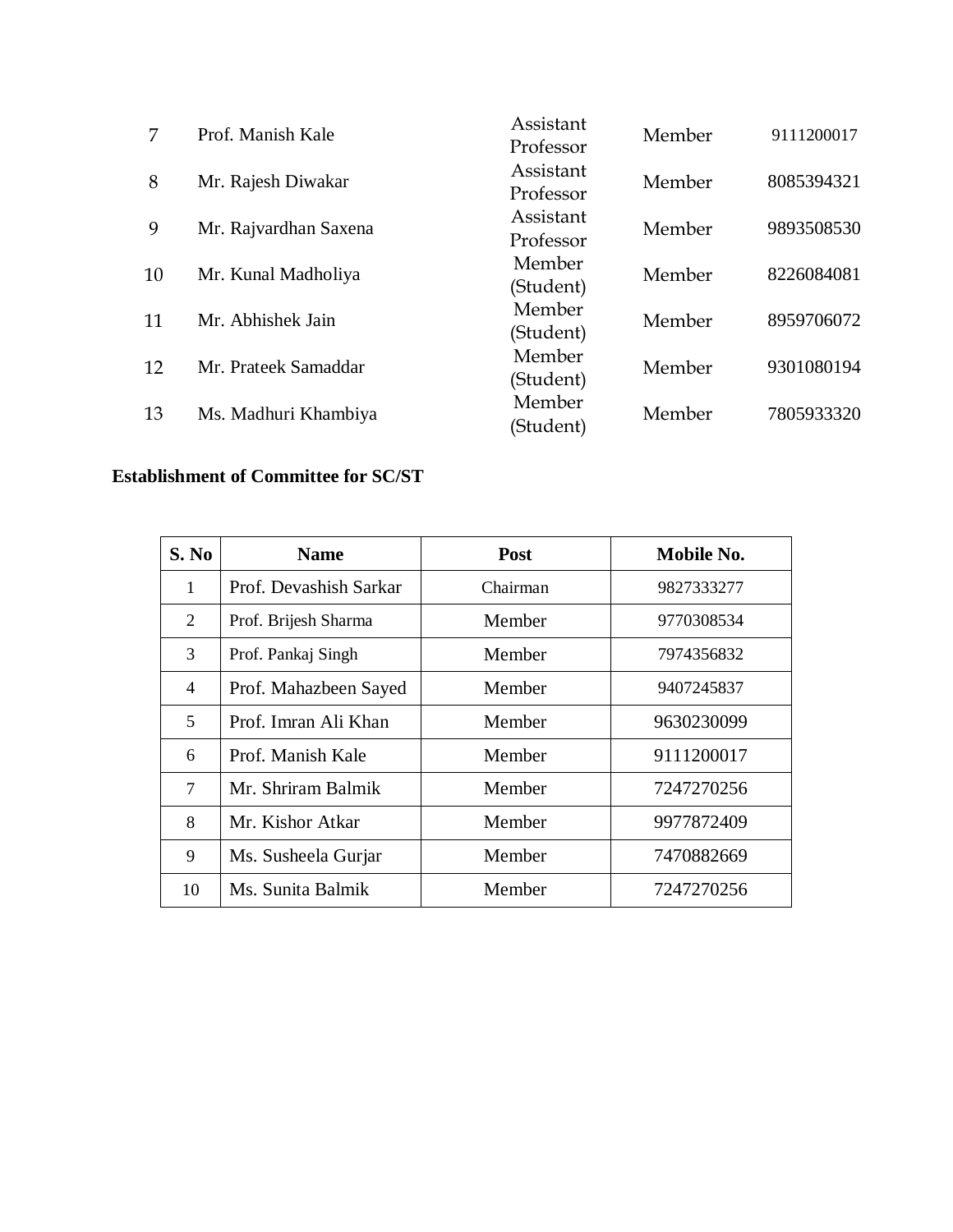| | | | | |
|---|---|---|---|---|
| 7 | Prof. Manish Kale | Assistant Professor | Member | 9111200017 |
| 8 | Mr. Rajesh Diwakar | Assistant Professor | Member | 8085394321 |
| 9 | Mr. Rajvardhan Saxena | Assistant Professor | Member | 9893508530 |
| 10 | Mr. Kunal Madholiya | Member (Student) | Member | 8226084081 |
| 11 | Mr. Abhishek Jain | Member (Student) | Member | 8959706072 |
| 12 | Mr. Prateek Samaddar | Member (Student) | Member | 9301080194 |
| 13 | Ms. Madhuri Khambiya | Member (Student) | Member | 7805933320 |

**Establishment of Committee for SC/ST**

| S. No | Name | Post | Mobile No. |
|---|---|---|---|
| 1 | Prof. Devashish Sarkar | Chairman | 9827333277 |
| 2 | Prof. Brijesh Sharma | Member | 9770308534 |
| 3 | Prof. Pankaj Singh | Member | 7974356832 |
| 4 | Prof. Mahazbeen Sayed | Member | 9407245837 |
| 5 | Prof. Imran Ali Khan | Member | 9630230099 |
| 6 | Prof. Manish Kale | Member | 9111200017 |
| 7 | Mr. Shriram Balmik | Member | 7247270256 |
| 8 | Mr. Kishor Atkar | Member | 9977872409 |
| 9 | Ms. Susheela Gurjar | Member | 7470882669 |
| 10 | Ms. Sunita Balmik | Member | 7247270256 |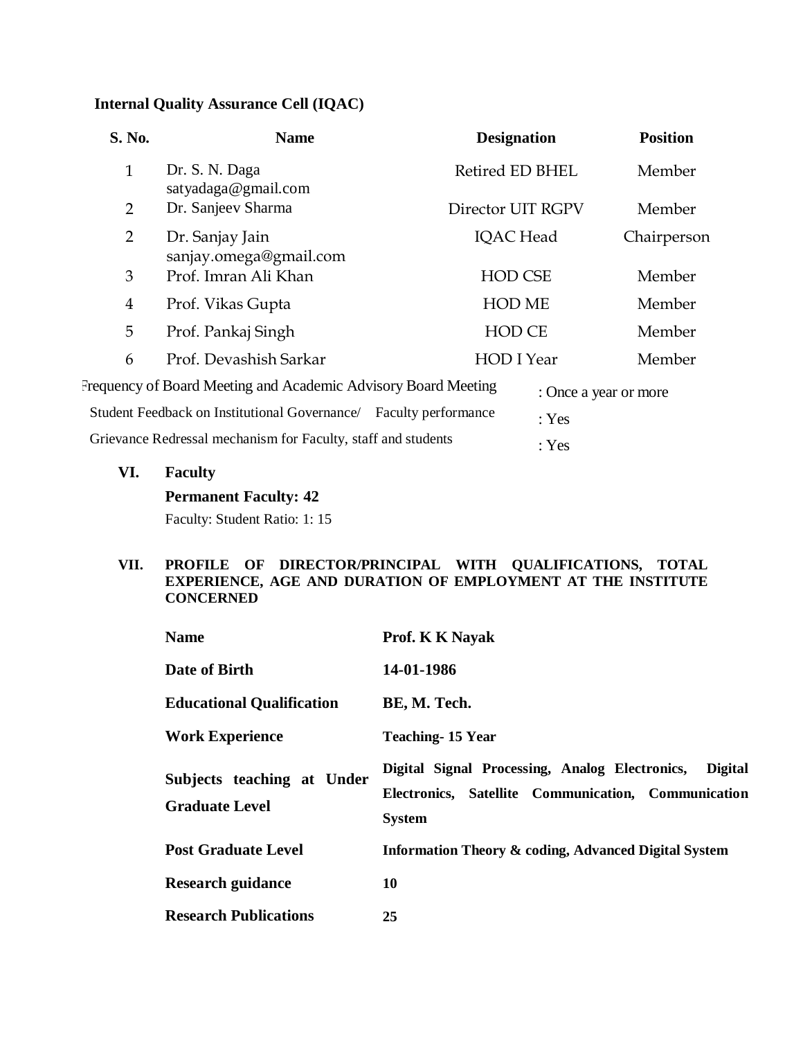**Internal Quality Assurance Cell (IQAC)**

| S. No. | Name | Designation | Position |
|---|---|---|---|
| 1 | Dr. S. N. Daga<br>satyadaga@gmail.com | Retired ED BHEL | Member |
| 2 | Dr. Sanjeev Sharma | Director UIT RGPV | Member |
| 2 | Dr. Sanjay Jain<br>sanjay.omega@gmail.com | IQAC Head | Chairperson |
| 3 | Prof. Imran Ali Khan | HOD CSE | Member |
| 4 | Prof. Vikas Gupta | HOD ME | Member |
| 5 | Prof. Pankaj Singh | HOD CE | Member |
| 6 | Prof. Devashish Sarkar | HOD I Year | Member |

Frequency of Board Meeting and Academic Advisory Board Meeting : Once a year or more

Student Feedback on Institutional Governance/ Faculty performance : Yes

Grievance Redressal mechanism for Faculty, staff and students : Yes

## VI. Faculty

**Permanent Faculty: 42**

Faculty: Student Ratio: 1: 15

## VII. PROFILE OF DIRECTOR/PRINCIPAL WITH QUALIFICATIONS, TOTAL EXPERIENCE, AGE AND DURATION OF EMPLOYMENT AT THE INSTITUTE CONCERNED

| | |
|---|---|
| **Name** | **Prof. K K Nayak** |
| **Date of Birth** | **14-01-1986** |
| **Educational Qualification** | **BE, M. Tech.** |
| **Work Experience** | **Teaching- 15 Year** |
| **Subjects teaching at Under Graduate Level** | **Digital Signal Processing, Analog Electronics, Digital Electronics, Satellite Communication, Communication System** |
| **Post Graduate Level** | **Information Theory & coding, Advanced Digital System** |
| **Research guidance** | **10** |
| **Research Publications** | **25** |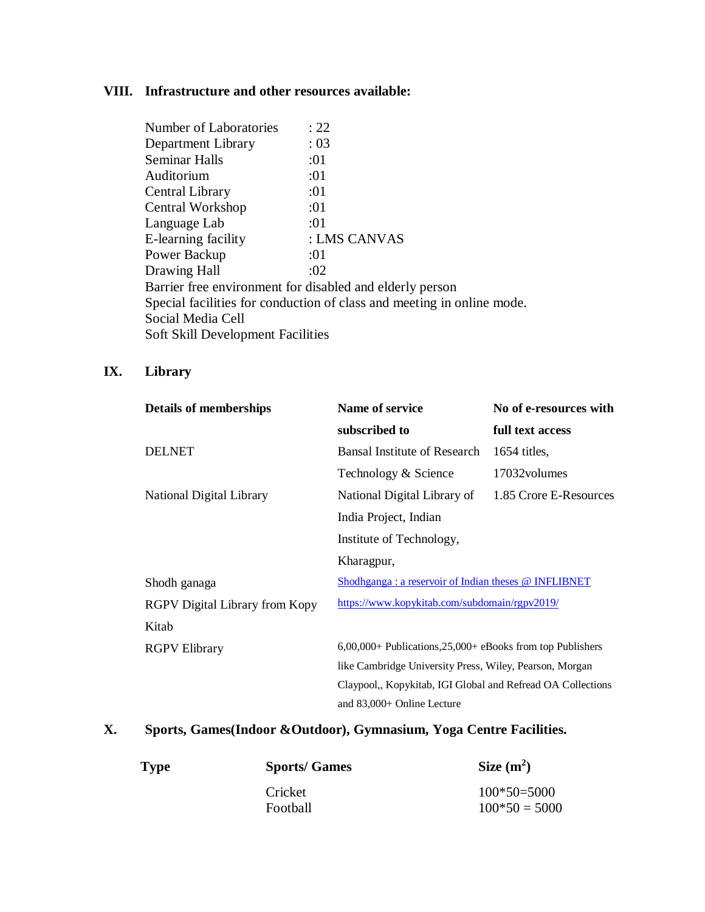## VIII. Infrastructure and other resources available:

| | |
|---|---|
| Number of Laboratories | : 22 |
| Department Library | : 03 |
| Seminar Halls | :01 |
| Auditorium | :01 |
| Central Library | :01 |
| Central Workshop | :01 |
| Language Lab | :01 |
| E-learning facility | : LMS CANVAS |
| Power Backup | :01 |
| Drawing Hall | :02 |

Barrier free environment for disabled and elderly person

Special facilities for conduction of class and meeting in online mode.

Social Media Cell

Soft Skill Development Facilities

## IX. Library

| Details of memberships | Name of service subscribed to | No of e-resources with full text access |
|---|---|---|
| DELNET | Bansal Institute of Research Technology & Science | 1654 titles, 17032volumes |
| National Digital Library | National Digital Library of India Project, Indian Institute of Technology, Kharagpur, | 1.85 Crore E-Resources |
| Shodh ganaga | Shodhganga : a reservoir of Indian theses @ INFLIBNET | |
| RGPV Digital Library from Kopy Kitab | https://www.kopykitab.com/subdomain/rgpv2019/ | |
| RGPV Elibrary | 6,00,000+ Publications,25,000+ eBooks from top Publishers like Cambridge University Press, Wiley, Pearson, Morgan Claypool,, Kopykitab, IGI Global and Refread OA Collections and 83,000+ Online Lecture | |

## X. Sports, Games(Indoor &Outdoor), Gymnasium, Yoga Centre Facilities.

| Type | Sports/ Games | Size ($m^2$) |
|---|---|---|
| | Cricket | 100*50=5000 |
| | Football | 100*50 = 5000 |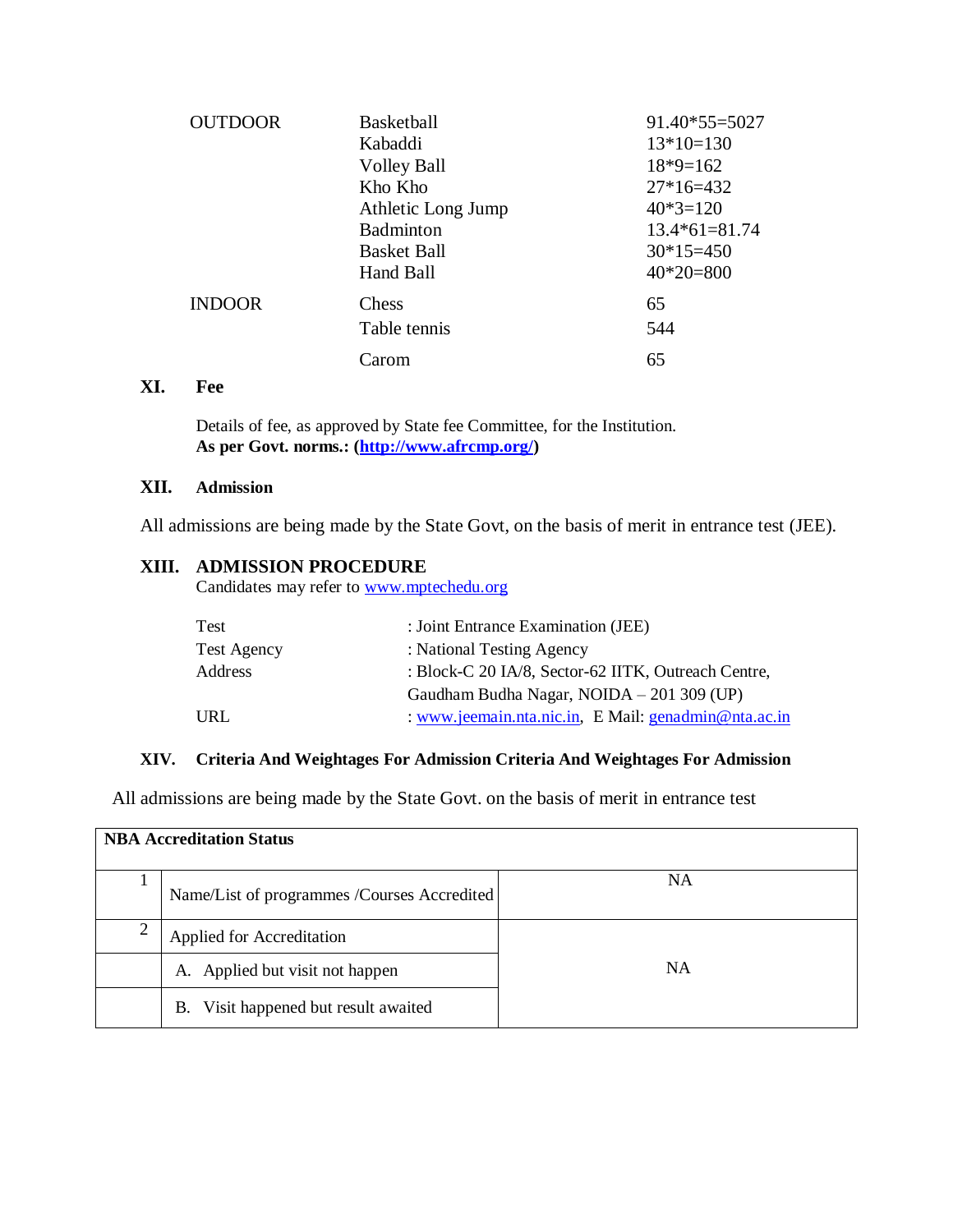| | | |
|---|---|---|
| OUTDOOR | Basketball | 91.40*55=5027 |
| | Kabaddi | 13*10=130 |
| | Volley Ball | 18*9=162 |
| | Kho Kho | 27*16=432 |
| | Athletic Long Jump | 40*3=120 |
| | Badminton | 13.4*61=81.74 |
| | Basket Ball | 30*15=450 |
| | Hand Ball | 40*20=800 |
| INDOOR | Chess | 65 |
| | Table tennis | 544 |
| | Carom | 65 |

## XI. Fee

Details of fee, as approved by State fee Committee, for the Institution.
**As per Govt. norms.: (http://www.afrcmp.org/)**

## XII. Admission

All admissions are being made by the State Govt, on the basis of merit in entrance test (JEE).

## XIII. ADMISSION PROCEDURE

Candidates may refer to www.mptechedu.org

| | |
|---|---|
| Test | : Joint Entrance Examination (JEE) |
| Test Agency | : National Testing Agency |
| Address | : Block-C 20 IA/8, Sector-62 IITK, Outreach Centre, Gaudham Budha Nagar, NOIDA – 201 309 (UP) |
| URL | : www.jeemain.nta.nic.in, E Mail: genadmin@nta.ac.in |

## XIV. Criteria And Weightages For Admission Criteria And Weightages For Admission

All admissions are being made by the State Govt. on the basis of merit in entrance test

| **NBA Accreditation Status** | | |
|---|---|---|
| 1 | Name/List of programmes /Courses Accredited | NA |
| 2 | Applied for Accreditation | NA |
| | A. Applied but visit not happen | |
| | B. Visit happened but result awaited | |